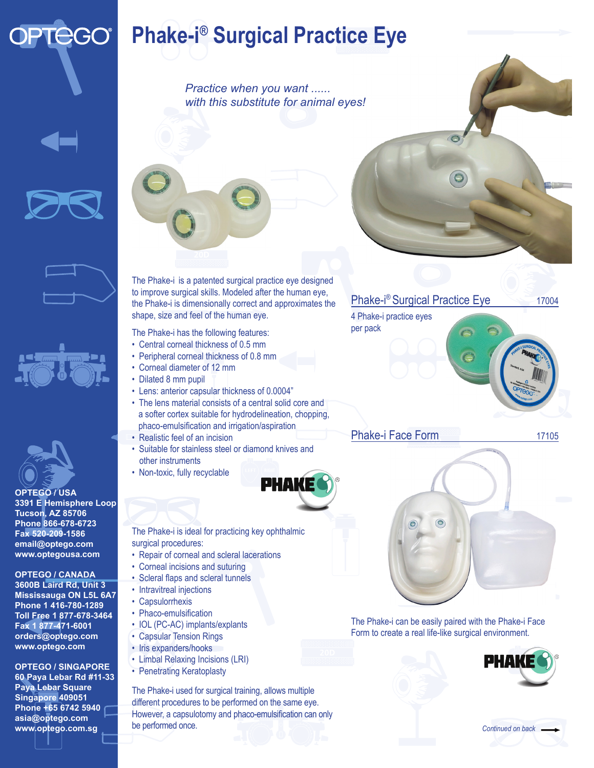# Phake-i® Surgical Practice Eye

*Practice when you want ......*
*with this substitute for animal eyes!*

The Phake-i is a patented surgical practice eye designed to improve surgical skills. Modeled after the human eye, the Phake-i is dimensionally correct and approximates the shape, size and feel of the human eye.

The Phake-i has the following features:

- Central corneal thickness of 0.5 mm
- Peripheral corneal thickness of 0.8 mm
- Corneal diameter of 12 mm
- Dilated 8 mm pupil
- Lens: anterior capsular thickness of 0.0004"
- The lens material consists of a central solid core and a softer cortex suitable for hydrodelineation, chopping, phaco-emulsification and irrigation/aspiration
- Realistic feel of an incision
- Suitable for stainless steel or diamond knives and other instruments
- Non-toxic, fully recyclable

PHAKE®

The Phake-i is ideal for practicing key ophthalmic surgical procedures:

- Repair of corneal and scleral lacerations
- Corneal incisions and suturing
- Scleral flaps and scleral tunnels
- Intravitreal injections
- Capsulorrhexis
- Phaco-emulsification
- IOL (PC-AC) implants/explants
- Capsular Tension Rings
- Iris expanders/hooks
- Limbal Relaxing Incisions (LRI)
- Penetrating Keratoplasty

The Phake-i used for surgical training, allows multiple different procedures to be performed on the same eye. However, a capsulotomy and phaco-emulsification can only be performed once.

## Phake-i® Surgical Practice Eye — 17004

4 Phake-i practice eyes per pack

## Phake-i Face Form — 17105

The Phake-i can be easily paired with the Phake-i Face Form to create a real life-like surgical environment.

PHAKE®

*Continued on back*

**OPTEGO / USA**
**3391 E Hemisphere Loop**
**Tucson, AZ 85706**
**Phone 866-678-6723**
**Fax 520-209-1586**
**email@optego.com**
**www.optegousa.com**

**OPTEGO / CANADA**
**3600B Laird Rd, Unit 3**
**Mississauga ON L5L 6A7**
**Phone 1 416-780-1289**
**Toll Free 1 877-678-3464**
**Fax 1 877-471-6001**
**orders@optego.com**
**www.optego.com**

**OPTEGO / SINGAPORE**
**60 Paya Lebar Rd #11-33**
**Paya Lebar Square**
**Singapore 409051**
**Phone +65 6742 5940**
**asia@optego.com**
**www.optego.com.sg**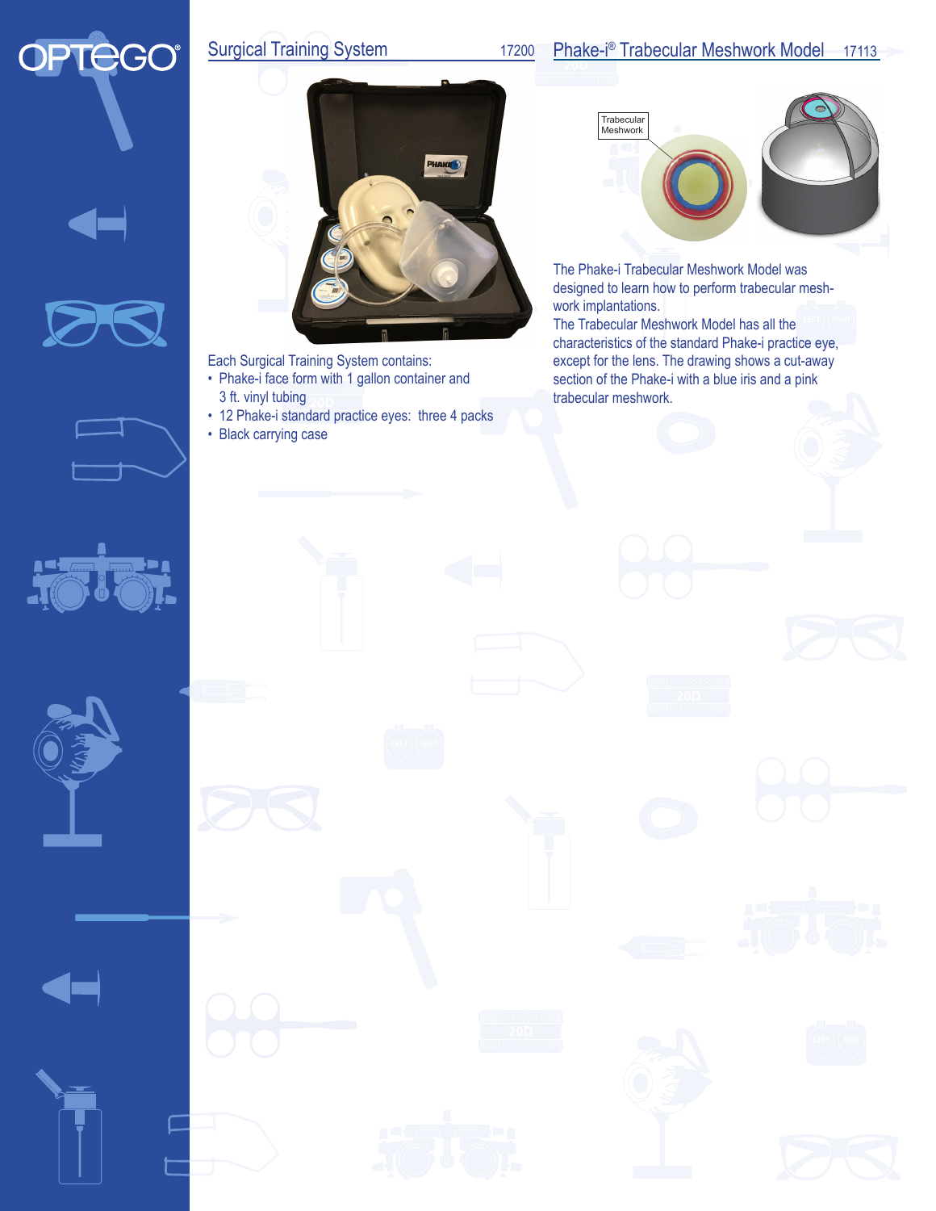## Surgical Training System 17200

Each Surgical Training System contains:

- Phake-i face form with 1 gallon container and 3 ft. vinyl tubing
- 12 Phake-i standard practice eyes: three 4 packs
- Black carrying case

## Phake-i® Trabecular Meshwork Model 17113

Trabecular Meshwork

The Phake-i Trabecular Meshwork Model was designed to learn how to perform trabecular meshwork implantations.

The Trabecular Meshwork Model has all the characteristics of the standard Phake-i practice eye, except for the lens. The drawing shows a cut-away section of the Phake-i with a blue iris and a pink trabecular meshwork.